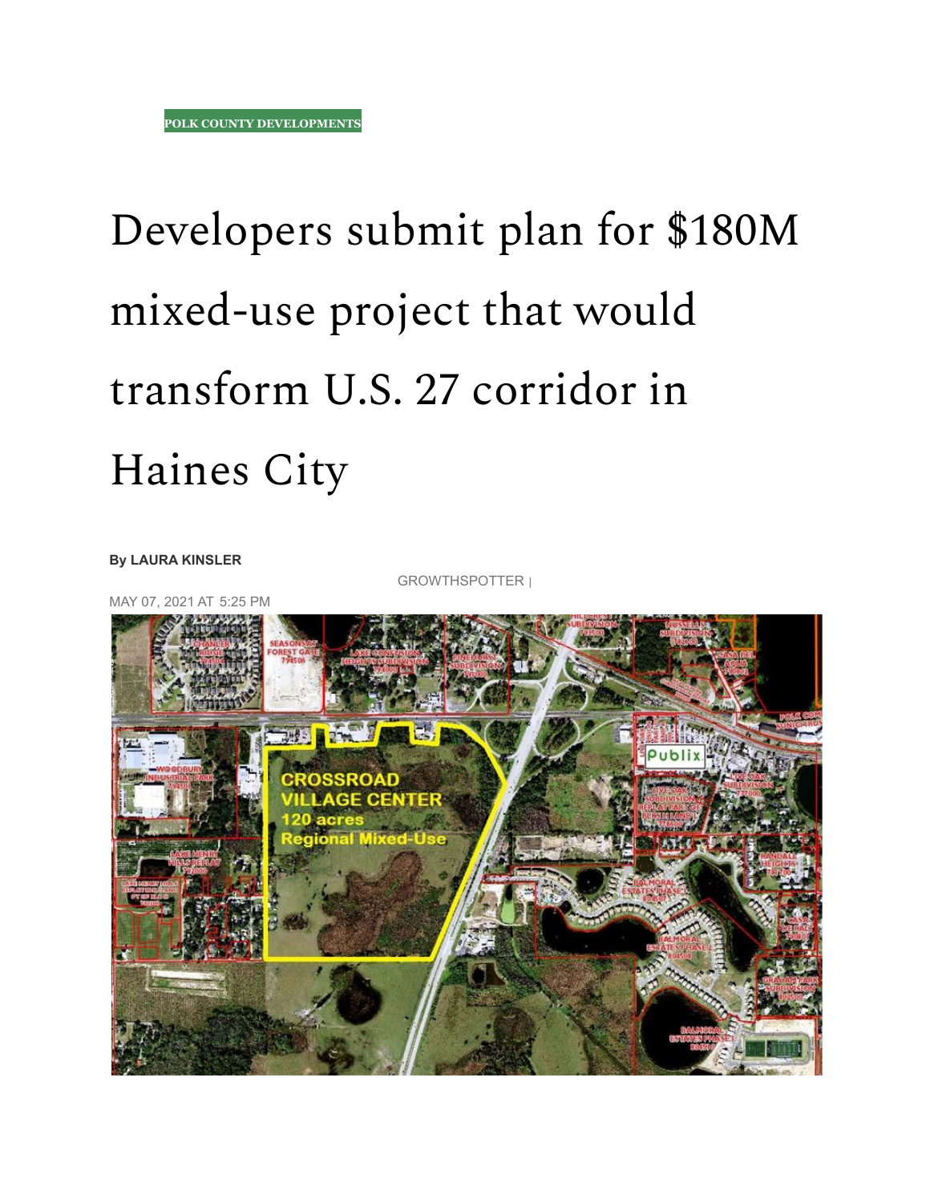POLK COUNTY DEVELOPMENTS

# Developers submit plan for $180M mixed-use project that would transform U.S. 27 corridor in Haines City

**By LAURA KINSLER**

GROWTHSPOTTER |

MAY 07, 2021 AT 5:25 PM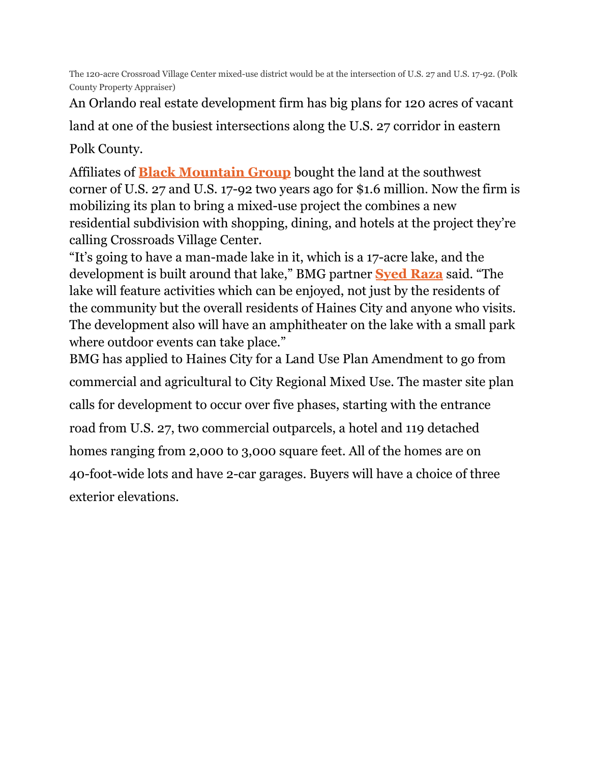The 120-acre Crossroad Village Center mixed-use district would be at the intersection of U.S. 27 and U.S. 17-92. (Polk County Property Appraiser)

An Orlando real estate development firm has big plans for 120 acres of vacant land at one of the busiest intersections along the U.S. 27 corridor in eastern Polk County.

Affiliates of **Black Mountain Group** bought the land at the southwest corner of U.S. 27 and U.S. 17-92 two years ago for $1.6 million. Now the firm is mobilizing its plan to bring a mixed-use project the combines a new residential subdivision with shopping, dining, and hotels at the project they're calling Crossroads Village Center.

"It's going to have a man-made lake in it, which is a 17-acre lake, and the development is built around that lake," BMG partner **Syed Raza** said. "The lake will feature activities which can be enjoyed, not just by the residents of the community but the overall residents of Haines City and anyone who visits. The development also will have an amphitheater on the lake with a small park where outdoor events can take place."

BMG has applied to Haines City for a Land Use Plan Amendment to go from commercial and agricultural to City Regional Mixed Use. The master site plan calls for development to occur over five phases, starting with the entrance road from U.S. 27, two commercial outparcels, a hotel and 119 detached homes ranging from 2,000 to 3,000 square feet. All of the homes are on 40-foot-wide lots and have 2-car garages. Buyers will have a choice of three exterior elevations.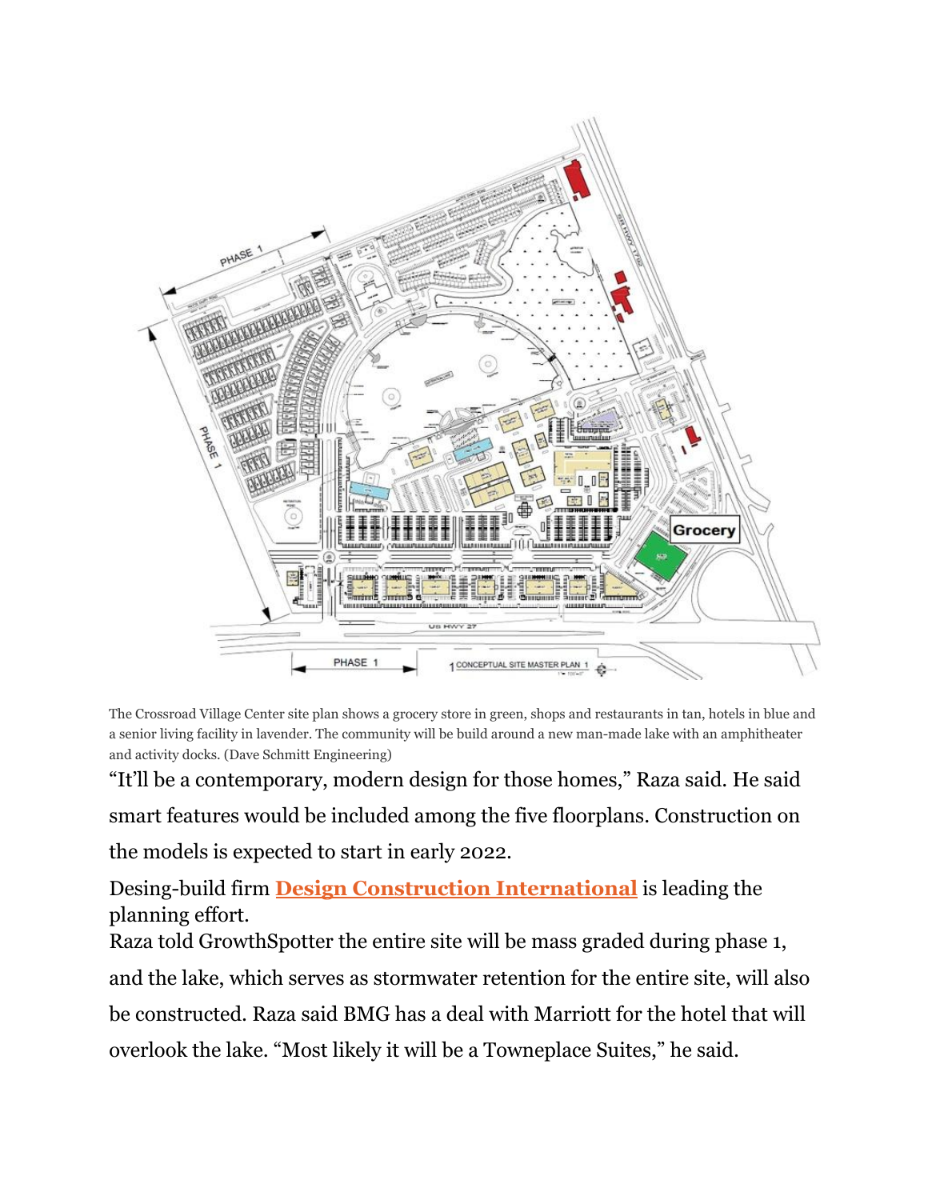The Crossroad Village Center site plan shows a grocery store in green, shops and restaurants in tan, hotels in blue and a senior living facility in lavender. The community will be build around a new man-made lake with an amphitheater and activity docks. (Dave Schmitt Engineering)

"It'll be a contemporary, modern design for those homes," Raza said. He said smart features would be included among the five floorplans. Construction on the models is expected to start in early 2022.

Desing-build firm **Design Construction International** is leading the planning effort.

Raza told GrowthSpotter the entire site will be mass graded during phase 1, and the lake, which serves as stormwater retention for the entire site, will also be constructed. Raza said BMG has a deal with Marriott for the hotel that will overlook the lake. "Most likely it will be a Towneplace Suites," he said.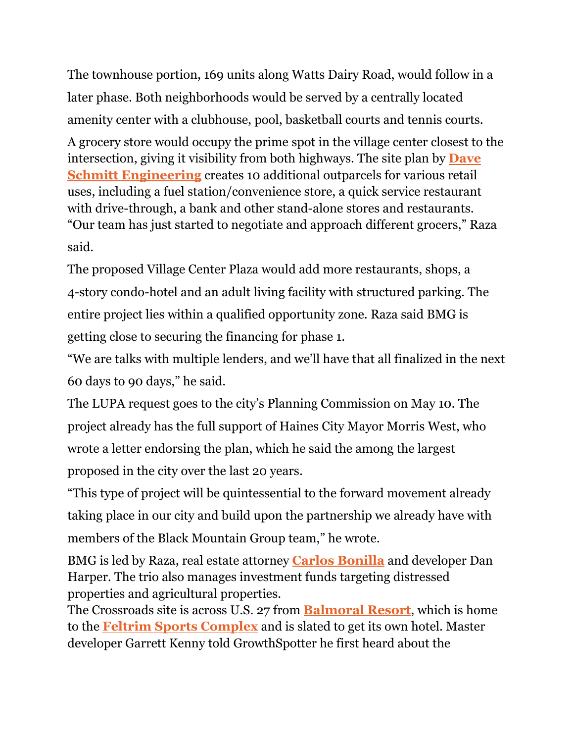The townhouse portion, 169 units along Watts Dairy Road, would follow in a later phase. Both neighborhoods would be served by a centrally located amenity center with a clubhouse, pool, basketball courts and tennis courts.

A grocery store would occupy the prime spot in the village center closest to the intersection, giving it visibility from both highways. The site plan by **Dave Schmitt Engineering** creates 10 additional outparcels for various retail uses, including a fuel station/convenience store, a quick service restaurant with drive-through, a bank and other stand-alone stores and restaurants.

"Our team has just started to negotiate and approach different grocers," Raza said.

The proposed Village Center Plaza would add more restaurants, shops, a 4-story condo-hotel and an adult living facility with structured parking. The entire project lies within a qualified opportunity zone. Raza said BMG is getting close to securing the financing for phase 1.

"We are talks with multiple lenders, and we'll have that all finalized in the next 60 days to 90 days," he said.

The LUPA request goes to the city's Planning Commission on May 10. The project already has the full support of Haines City Mayor Morris West, who wrote a letter endorsing the plan, which he said the among the largest proposed in the city over the last 20 years.

"This type of project will be quintessential to the forward movement already taking place in our city and build upon the partnership we already have with members of the Black Mountain Group team," he wrote.

BMG is led by Raza, real estate attorney **Carlos Bonilla** and developer Dan Harper. The trio also manages investment funds targeting distressed properties and agricultural properties.

The Crossroads site is across U.S. 27 from **Balmoral Resort**, which is home to the **Feltrim Sports Complex** and is slated to get its own hotel. Master developer Garrett Kenny told GrowthSpotter he first heard about the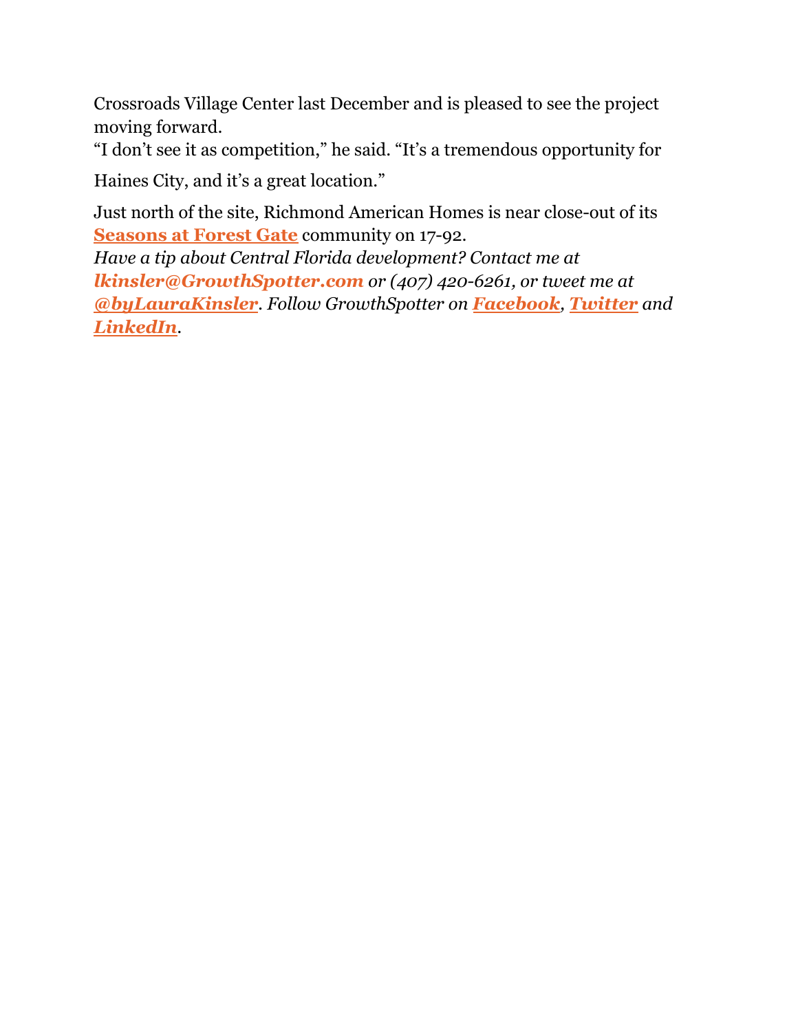Crossroads Village Center last December and is pleased to see the project moving forward.

"I don't see it as competition," he said. "It's a tremendous opportunity for Haines City, and it's a great location."

Just north of the site, Richmond American Homes is near close-out of its **Seasons at Forest Gate** community on 17-92.

*Have a tip about Central Florida development? Contact me at* ***lkinsler@GrowthSpotter.com*** *or (407) 420-6261, or tweet me at* ***@byLauraKinsler****. Follow GrowthSpotter on* ***Facebook****,* ***Twitter*** *and* ***LinkedIn****.*